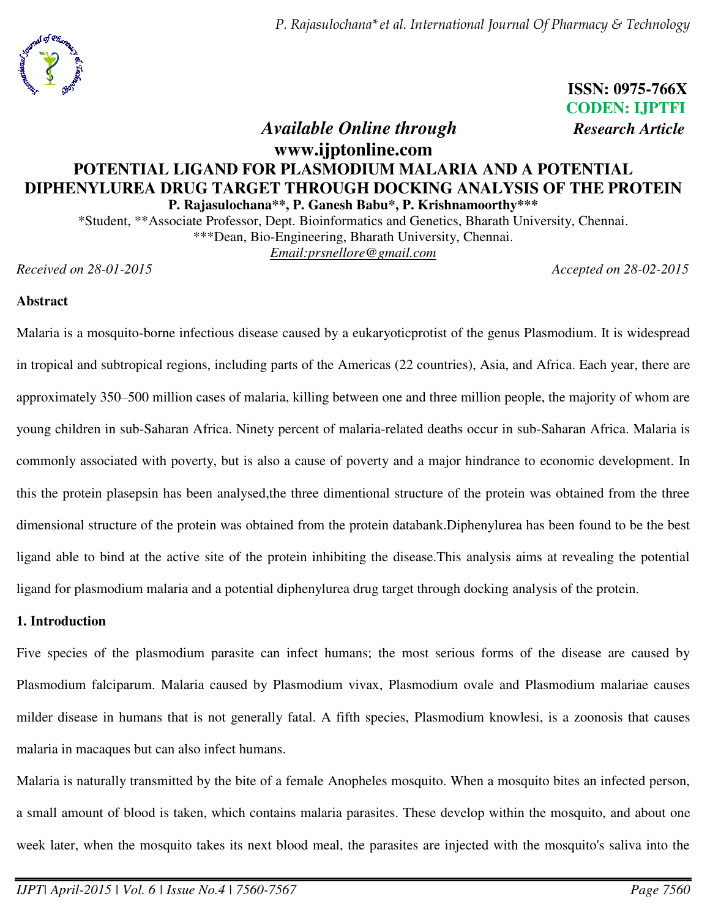ISSN: 0975-766X
CODEN: IJPTFI

*Available Online through* *Research Article*

**www.ijptonline.com**

# POTENTIAL LIGAND FOR PLASMODIUM MALARIA AND A POTENTIAL DIPHENYLUREA DRUG TARGET THROUGH DOCKING ANALYSIS OF THE PROTEIN

**P. Rajasulochana\*\*, P. Ganesh Babu\*, P. Krishnamoorthy\*\*\***

\*Student, \*\*Associate Professor, Dept. Bioinformatics and Genetics, Bharath University, Chennai.
\*\*\*Dean, Bio-Engineering, Bharath University, Chennai.
Email:prsnellore@gmail.com

*Received on 28-01-2015* *Accepted on 28-02-2015*

## Abstract

Malaria is a mosquito-borne infectious disease caused by a eukaryoticprotist of the genus Plasmodium. It is widespread in tropical and subtropical regions, including parts of the Americas (22 countries), Asia, and Africa. Each year, there are approximately 350–500 million cases of malaria, killing between one and three million people, the majority of whom are young children in sub-Saharan Africa. Ninety percent of malaria-related deaths occur in sub-Saharan Africa. Malaria is commonly associated with poverty, but is also a cause of poverty and a major hindrance to economic development. In this the protein plasepsin has been analysed,the three dimentional structure of the protein was obtained from the three dimensional structure of the protein was obtained from the protein databank.Diphenylurea has been found to be the best ligand able to bind at the active site of the protein inhibiting the disease.This analysis aims at revealing the potential ligand for plasmodium malaria and a potential diphenylurea drug target through docking analysis of the protein.

## 1. Introduction

Five species of the plasmodium parasite can infect humans; the most serious forms of the disease are caused by Plasmodium falciparum. Malaria caused by Plasmodium vivax, Plasmodium ovale and Plasmodium malariae causes milder disease in humans that is not generally fatal. A fifth species, Plasmodium knowlesi, is a zoonosis that causes malaria in macaques but can also infect humans.

Malaria is naturally transmitted by the bite of a female Anopheles mosquito. When a mosquito bites an infected person, a small amount of blood is taken, which contains malaria parasites. These develop within the mosquito, and about one week later, when the mosquito takes its next blood meal, the parasites are injected with the mosquito's saliva into the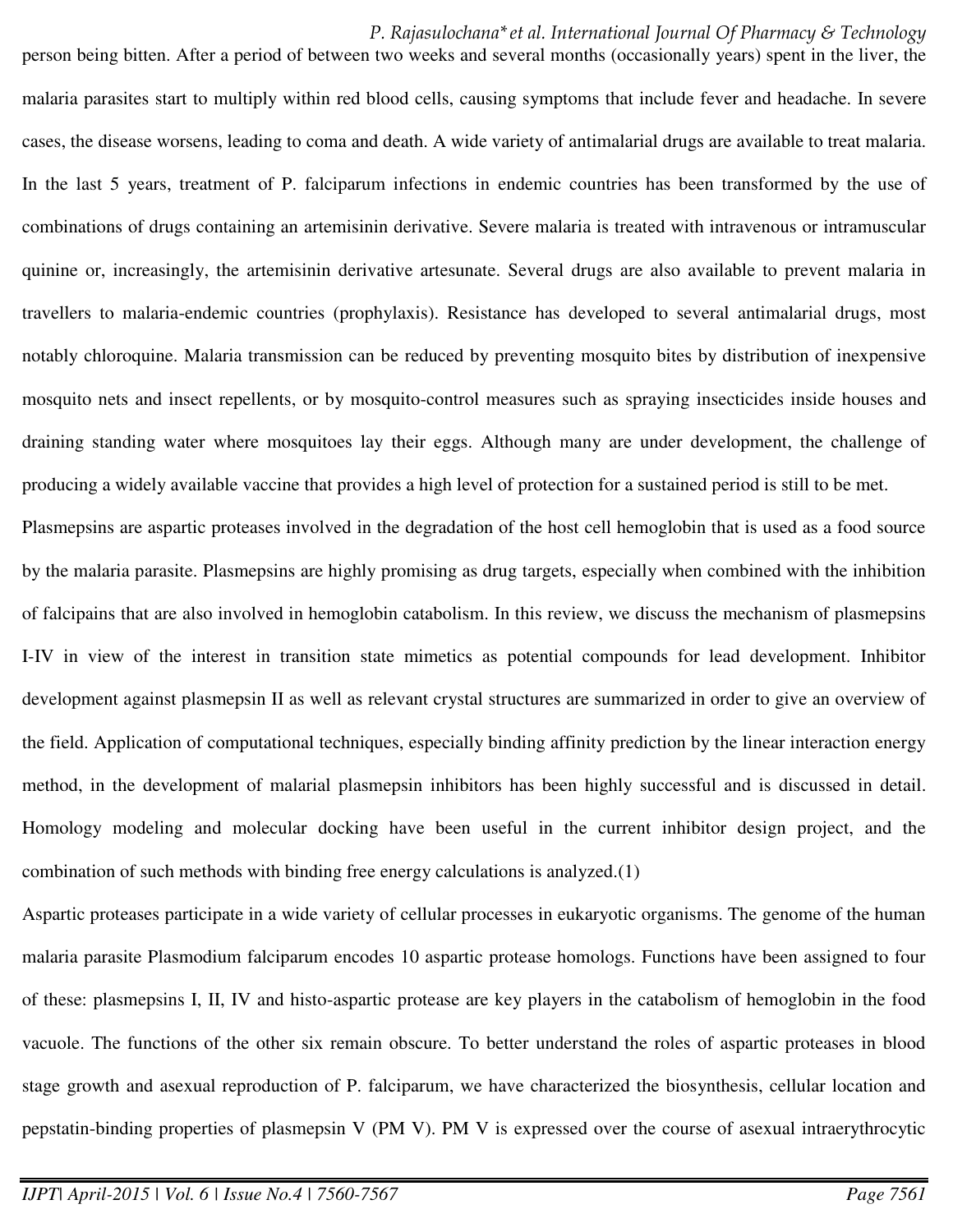person being bitten. After a period of between two weeks and several months (occasionally years) spent in the liver, the malaria parasites start to multiply within red blood cells, causing symptoms that include fever and headache. In severe cases, the disease worsens, leading to coma and death. A wide variety of antimalarial drugs are available to treat malaria. In the last 5 years, treatment of P. falciparum infections in endemic countries has been transformed by the use of combinations of drugs containing an artemisinin derivative. Severe malaria is treated with intravenous or intramuscular quinine or, increasingly, the artemisinin derivative artesunate. Several drugs are also available to prevent malaria in travellers to malaria-endemic countries (prophylaxis). Resistance has developed to several antimalarial drugs, most notably chloroquine. Malaria transmission can be reduced by preventing mosquito bites by distribution of inexpensive mosquito nets and insect repellents, or by mosquito-control measures such as spraying insecticides inside houses and draining standing water where mosquitoes lay their eggs. Although many are under development, the challenge of producing a widely available vaccine that provides a high level of protection for a sustained period is still to be met.

Plasmepsins are aspartic proteases involved in the degradation of the host cell hemoglobin that is used as a food source by the malaria parasite. Plasmepsins are highly promising as drug targets, especially when combined with the inhibition of falcipains that are also involved in hemoglobin catabolism. In this review, we discuss the mechanism of plasmepsins I-IV in view of the interest in transition state mimetics as potential compounds for lead development. Inhibitor development against plasmepsin II as well as relevant crystal structures are summarized in order to give an overview of the field. Application of computational techniques, especially binding affinity prediction by the linear interaction energy method, in the development of malarial plasmepsin inhibitors has been highly successful and is discussed in detail. Homology modeling and molecular docking have been useful in the current inhibitor design project, and the combination of such methods with binding free energy calculations is analyzed.(1)

Aspartic proteases participate in a wide variety of cellular processes in eukaryotic organisms. The genome of the human malaria parasite Plasmodium falciparum encodes 10 aspartic protease homologs. Functions have been assigned to four of these: plasmepsins I, II, IV and histo-aspartic protease are key players in the catabolism of hemoglobin in the food vacuole. The functions of the other six remain obscure. To better understand the roles of aspartic proteases in blood stage growth and asexual reproduction of P. falciparum, we have characterized the biosynthesis, cellular location and pepstatin-binding properties of plasmepsin V (PM V). PM V is expressed over the course of asexual intraerythrocytic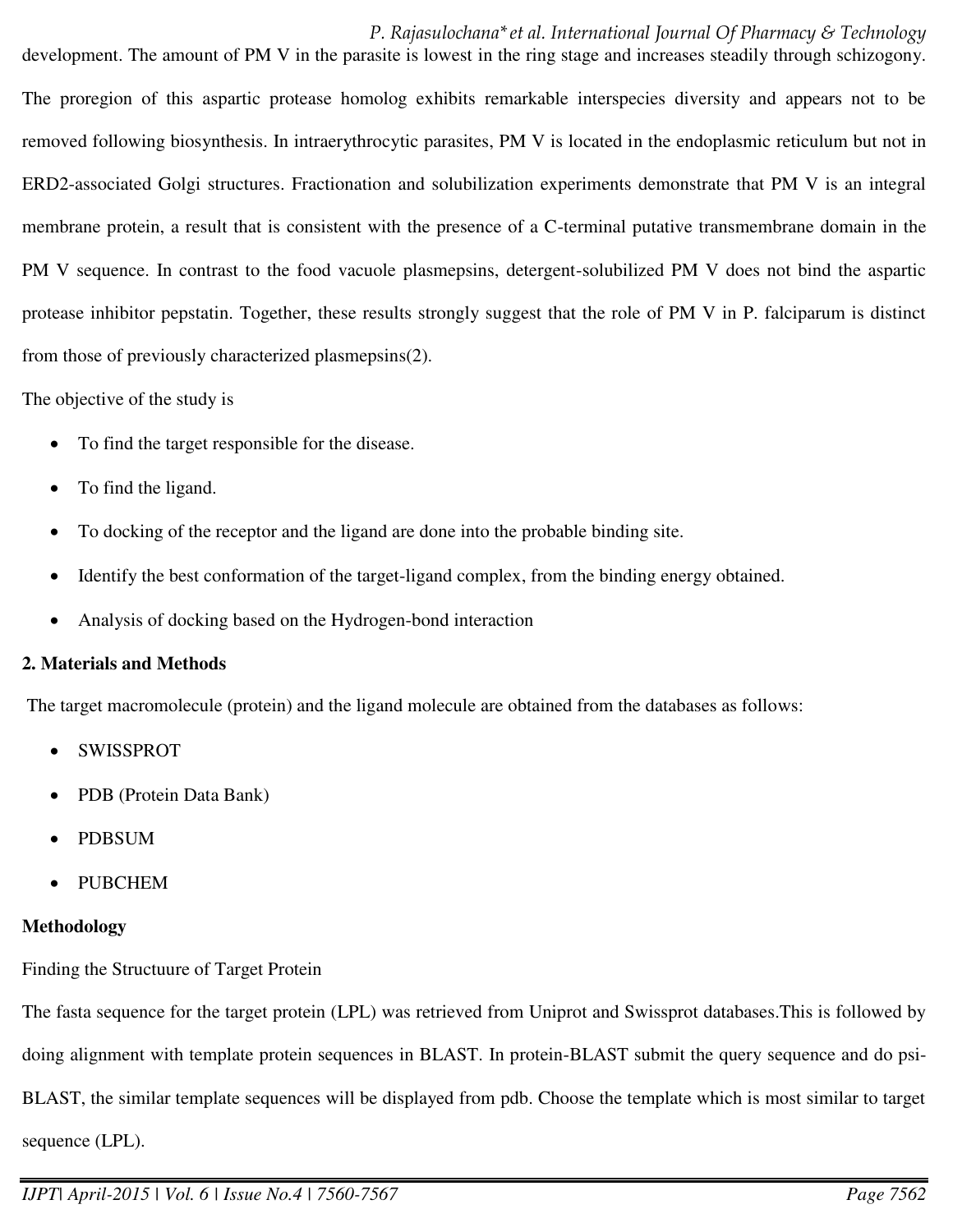development. The amount of PM V in the parasite is lowest in the ring stage and increases steadily through schizogony. The proregion of this aspartic protease homolog exhibits remarkable interspecies diversity and appears not to be removed following biosynthesis. In intraerythrocytic parasites, PM V is located in the endoplasmic reticulum but not in ERD2-associated Golgi structures. Fractionation and solubilization experiments demonstrate that PM V is an integral membrane protein, a result that is consistent with the presence of a C-terminal putative transmembrane domain in the PM V sequence. In contrast to the food vacuole plasmepsins, detergent-solubilized PM V does not bind the aspartic protease inhibitor pepstatin. Together, these results strongly suggest that the role of PM V in P. falciparum is distinct from those of previously characterized plasmepsins(2).

The objective of the study is

- To find the target responsible for the disease.
- To find the ligand.
- To docking of the receptor and the ligand are done into the probable binding site.
- Identify the best conformation of the target-ligand complex, from the binding energy obtained.
- Analysis of docking based on the Hydrogen-bond interaction

## 2. Materials and Methods

The target macromolecule (protein) and the ligand molecule are obtained from the databases as follows:

- SWISSPROT
- PDB (Protein Data Bank)
- PDBSUM
- PUBCHEM

**Methodology**

Finding the Structuure of Target Protein

The fasta sequence for the target protein (LPL) was retrieved from Uniprot and Swissprot databases.This is followed by doing alignment with template protein sequences in BLAST. In protein-BLAST submit the query sequence and do psi-BLAST, the similar template sequences will be displayed from pdb. Choose the template which is most similar to target sequence (LPL).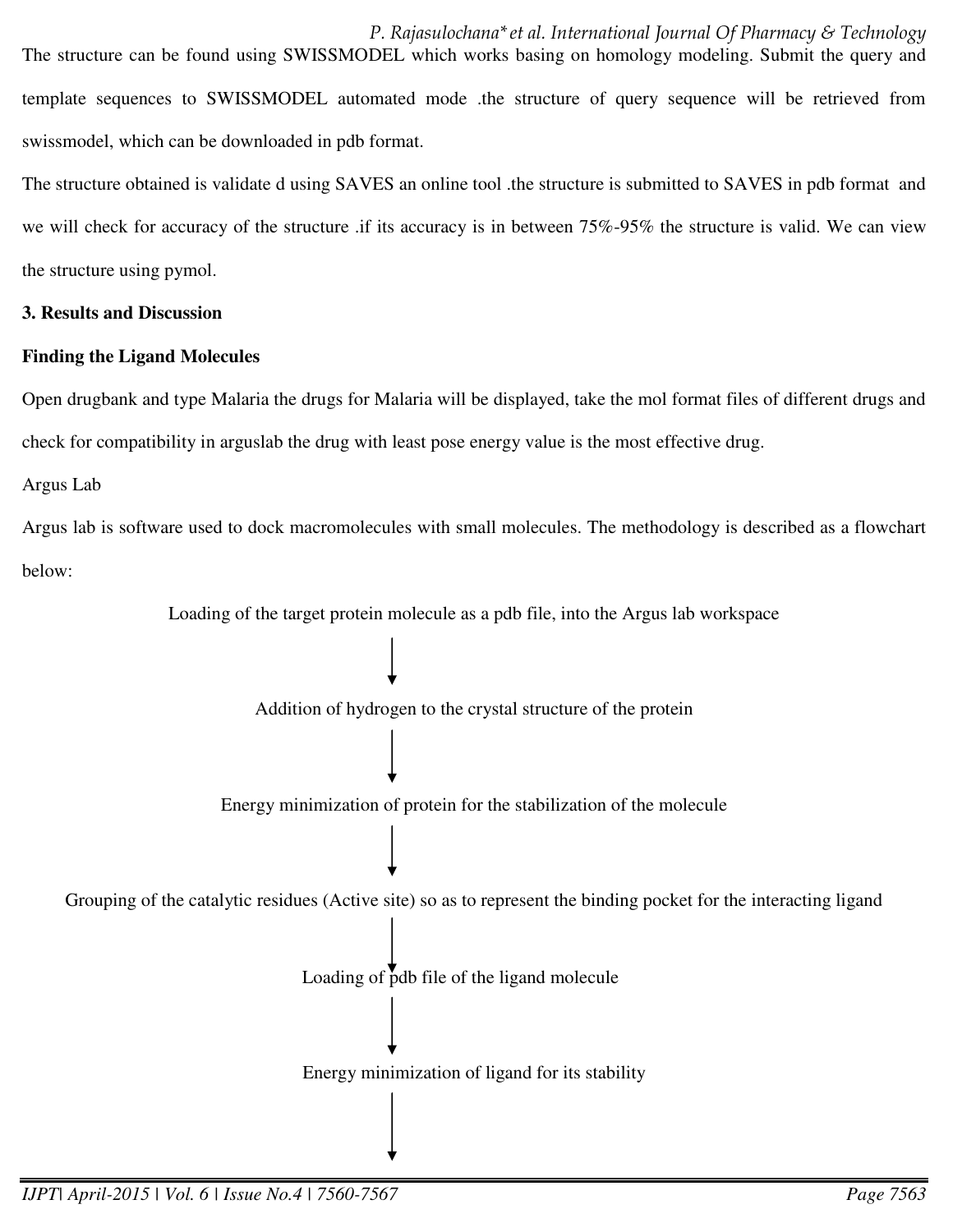The structure can be found using SWISSMODEL which works basing on homology modeling. Submit the query and template sequences to SWISSMODEL automated mode .the structure of query sequence will be retrieved from swissmodel, which can be downloaded in pdb format.

The structure obtained is validate d using SAVES an online tool .the structure is submitted to SAVES in pdb format and we will check for accuracy of the structure .if its accuracy is in between 75%-95% the structure is valid. We can view the structure using pymol.

## 3. Results and Discussion

### Finding the Ligand Molecules

Open drugbank and type Malaria the drugs for Malaria will be displayed, take the mol format files of different drugs and check for compatibility in arguslab the drug with least pose energy value is the most effective drug.

Argus Lab

Argus lab is software used to dock macromolecules with small molecules. The methodology is described as a flowchart below:

Loading of the target protein molecule as a pdb file, into the Argus lab workspace

↓

Addition of hydrogen to the crystal structure of the protein

↓

Energy minimization of protein for the stabilization of the molecule

↓

Grouping of the catalytic residues (Active site) so as to represent the binding pocket for the interacting ligand

↓

Loading of pdb file of the ligand molecule

↓

Energy minimization of ligand for its stability

↓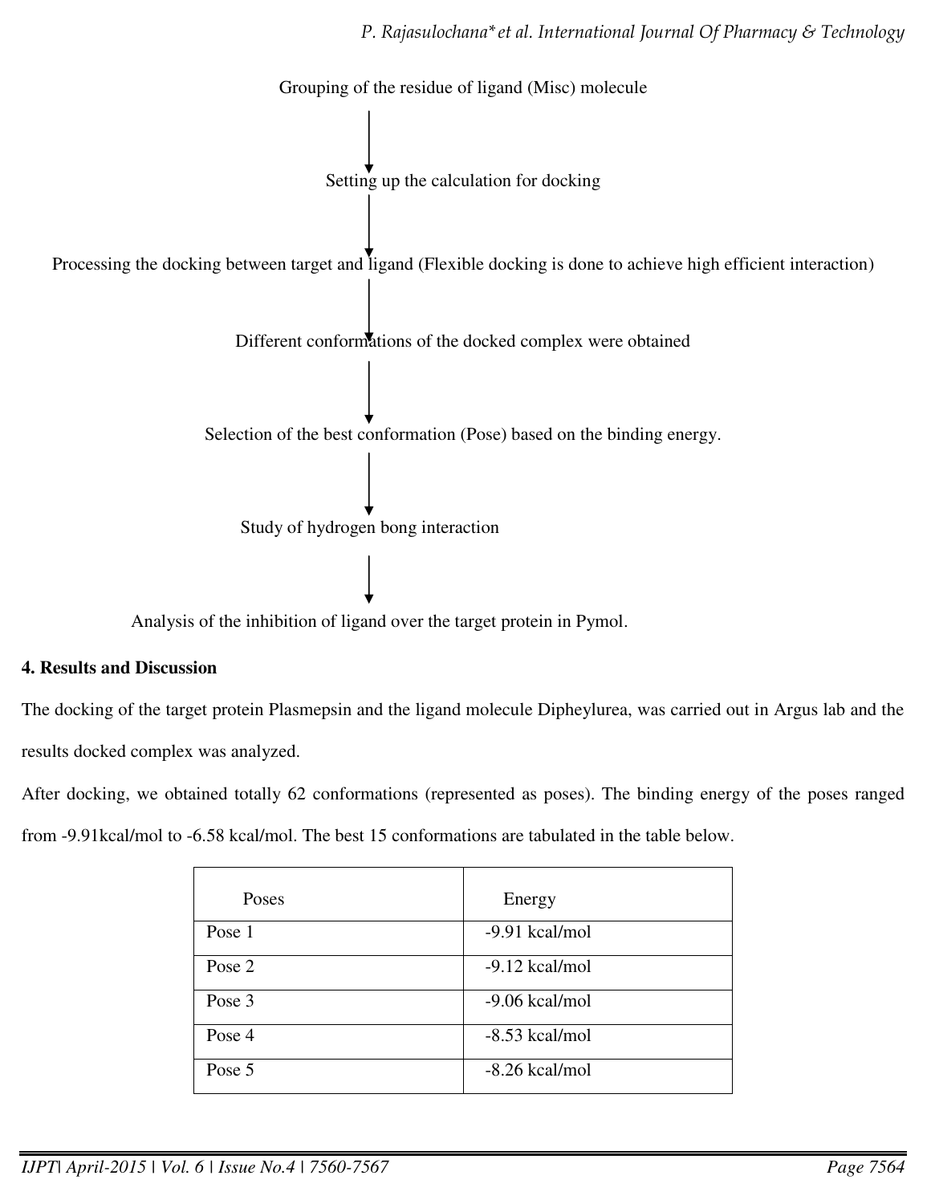Grouping of the residue of ligand (Misc) molecule

↓

Setting up the calculation for docking

↓

Processing the docking between target and ligand (Flexible docking is done to achieve high efficient interaction)

↓

Different conformations of the docked complex were obtained

↓

Selection of the best conformation (Pose) based on the binding energy.

↓

Study of hydrogen bong interaction

↓

Analysis of the inhibition of ligand over the target protein in Pymol.

**4. Results and Discussion**

The docking of the target protein Plasmepsin and the ligand molecule Dipheylurea, was carried out in Argus lab and the results docked complex was analyzed.

After docking, we obtained totally 62 conformations (represented as poses). The binding energy of the poses ranged from -9.91kcal/mol to -6.58 kcal/mol. The best 15 conformations are tabulated in the table below.

| Poses | Energy |
|---|---|
| Pose 1 | -9.91 kcal/mol |
| Pose 2 | -9.12 kcal/mol |
| Pose 3 | -9.06 kcal/mol |
| Pose 4 | -8.53 kcal/mol |
| Pose 5 | -8.26 kcal/mol |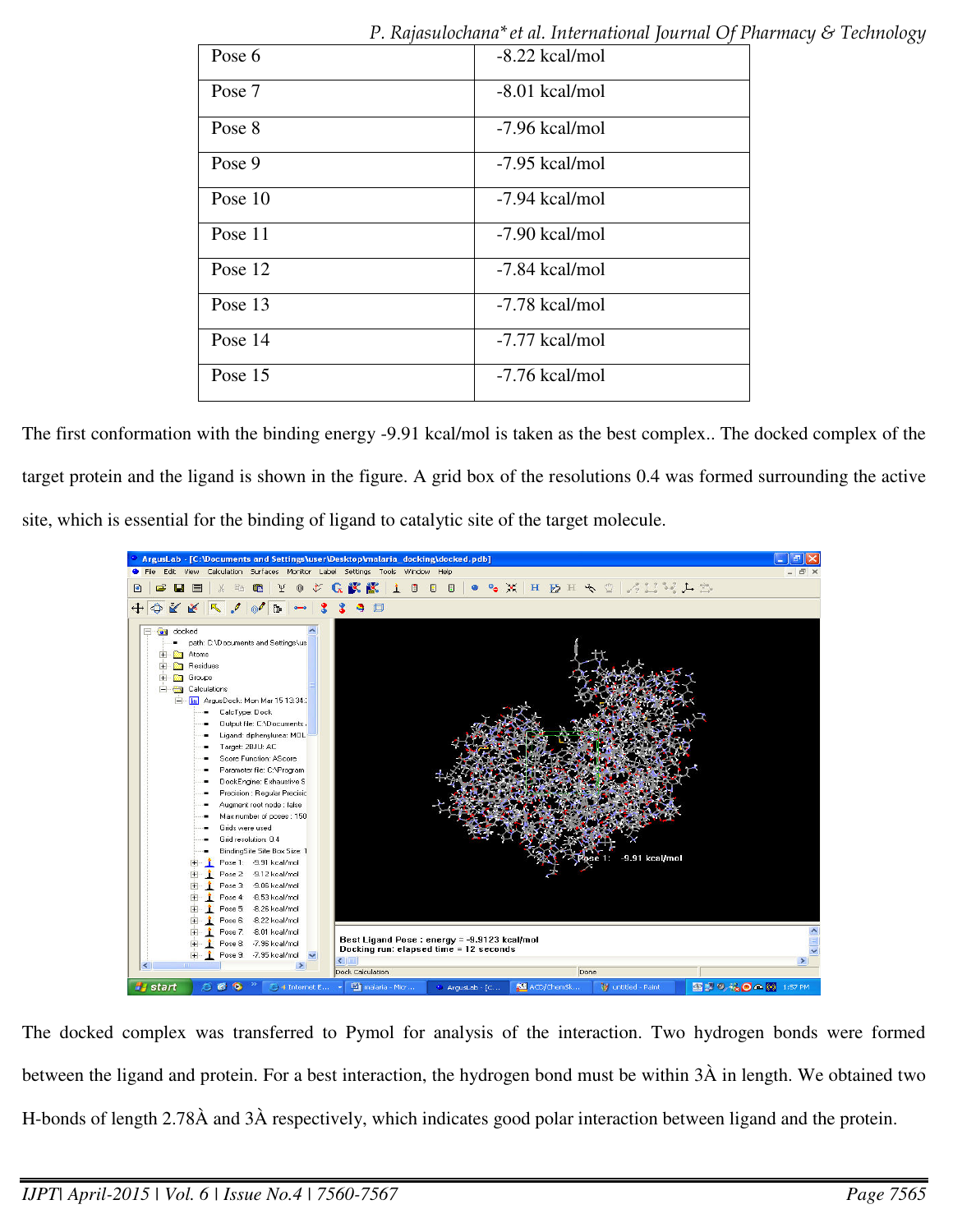| Pose 6 | -8.22 kcal/mol |
|---|---|
| Pose 7 | -8.01 kcal/mol |
| Pose 8 | -7.96 kcal/mol |
| Pose 9 | -7.95 kcal/mol |
| Pose 10 | -7.94 kcal/mol |
| Pose 11 | -7.90 kcal/mol |
| Pose 12 | -7.84 kcal/mol |
| Pose 13 | -7.78 kcal/mol |
| Pose 14 | -7.77 kcal/mol |
| Pose 15 | -7.76 kcal/mol |

The first conformation with the binding energy -9.91 kcal/mol is taken as the best complex.. The docked complex of the target protein and the ligand is shown in the figure. A grid box of the resolutions 0.4 was formed surrounding the active site, which is essential for the binding of ligand to catalytic site of the target molecule.

The docked complex was transferred to Pymol for analysis of the interaction. Two hydrogen bonds were formed between the ligand and protein. For a best interaction, the hydrogen bond must be within 3À in length. We obtained two H-bonds of length 2.78À and 3À respectively, which indicates good polar interaction between ligand and the protein.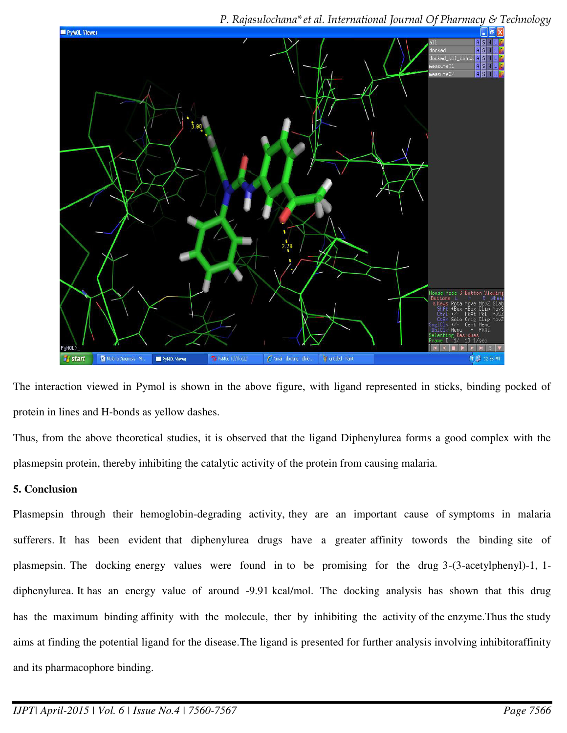The interaction viewed in Pymol is shown in the above figure, with ligand represented in sticks, binding pocked of protein in lines and H-bonds as yellow dashes.

Thus, from the above theoretical studies, it is observed that the ligand Diphenylurea forms a good complex with the plasmepsin protein, thereby inhibiting the catalytic activity of the protein from causing malaria.

## 5. Conclusion

Plasmepsin through their hemoglobin-degrading activity, they are an important cause of symptoms in malaria sufferers. It has been evident that diphenylurea drugs have a greater affinity towords the binding site of plasmepsin. The docking energy values were found in to be promising for the drug 3-(3-acetylphenyl)-1, 1-diphenylurea. It has an energy value of around -9.91 kcal/mol. The docking analysis has shown that this drug has the maximum binding affinity with the molecule, ther by inhibiting the activity of the enzyme.Thus the study aims at finding the potential ligand for the disease.The ligand is presented for further analysis involving inhibitoraffinity and its pharmacophore binding.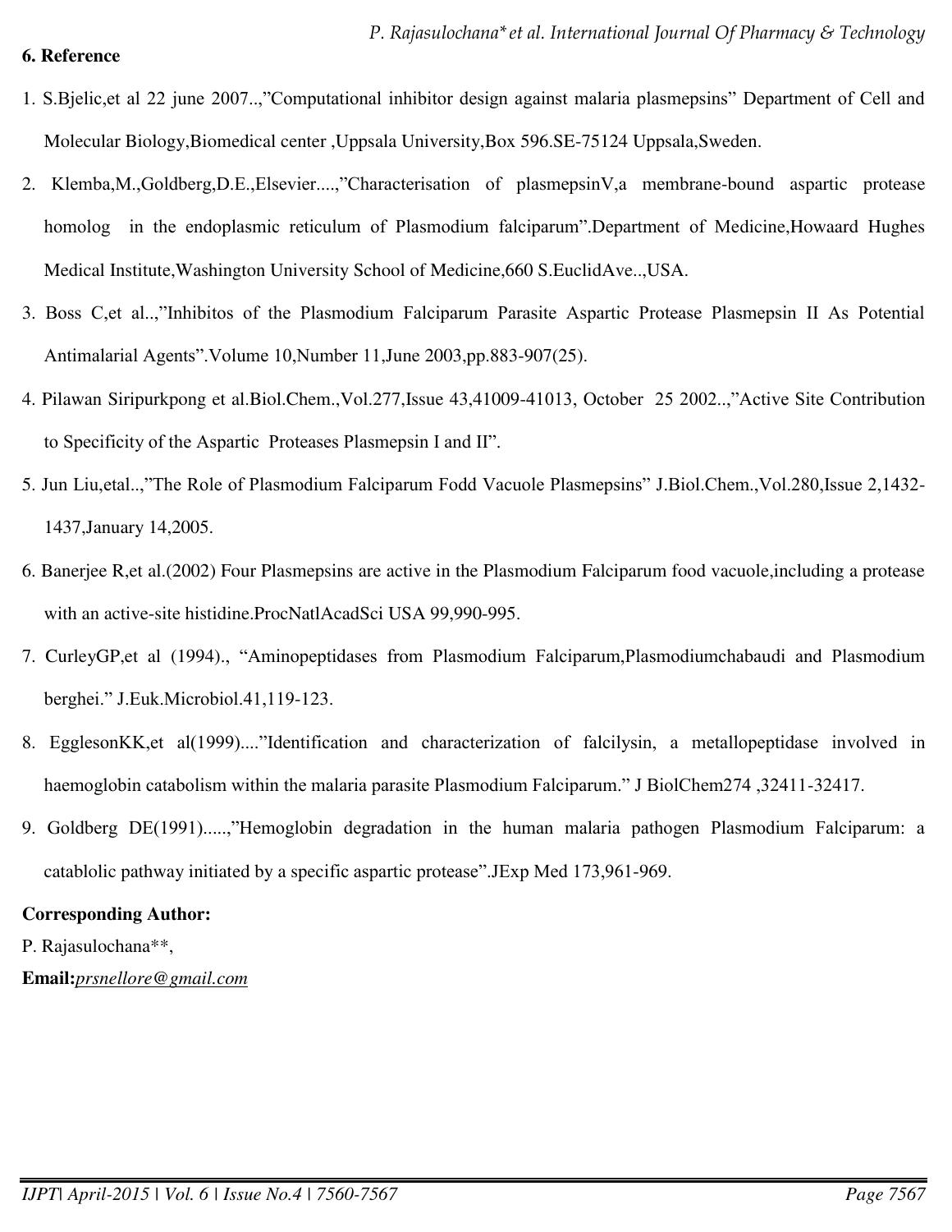## 6. Reference

1. S.Bjelic,et al 22 june 2007..,"Computational inhibitor design against malaria plasmepsins" Department of Cell and Molecular Biology,Biomedical center ,Uppsala University,Box 596.SE-75124 Uppsala,Sweden.
2. Klemba,M.,Goldberg,D.E.,Elsevier....,"Characterisation of plasmepsinV,a membrane-bound aspartic protease homolog in the endoplasmic reticulum of Plasmodium falciparum".Department of Medicine,Howaard Hughes Medical Institute,Washington University School of Medicine,660 S.EuclidAve..,USA.
3. Boss C,et al..,"Inhibitos of the Plasmodium Falciparum Parasite Aspartic Protease Plasmepsin II As Potential Antimalarial Agents".Volume 10,Number 11,June 2003,pp.883-907(25).
4. Pilawan Siripurkpong et al.Biol.Chem.,Vol.277,Issue 43,41009-41013, October 25 2002..,"Active Site Contribution to Specificity of the Aspartic Proteases Plasmepsin I and II".
5. Jun Liu,etal..,"The Role of Plasmodium Falciparum Fodd Vacuole Plasmepsins" J.Biol.Chem.,Vol.280,Issue 2,1432-1437,January 14,2005.
6. Banerjee R,et al.(2002) Four Plasmepsins are active in the Plasmodium Falciparum food vacuole,including a protease with an active-site histidine.ProcNatlAcadSci USA 99,990-995.
7. CurleyGP,et al (1994)., "Aminopeptidases from Plasmodium Falciparum,Plasmodiumchabaudi and Plasmodium berghei." J.Euk.Microbiol.41,119-123.
8. EgglesonKK,et al(1999)...."Identification and characterization of falcilysin, a metallopeptidase involved in haemoglobin catabolism within the malaria parasite Plasmodium Falciparum." J BiolChem274 ,32411-32417.
9. Goldberg DE(1991).....,"Hemoglobin degradation in the human malaria pathogen Plasmodium Falciparum: a catablolic pathway initiated by a specific aspartic protease".JExp Med 173,961-969.

**Corresponding Author:**

P. Rajasulochana**,

**Email:**prsnellore@gmail.com